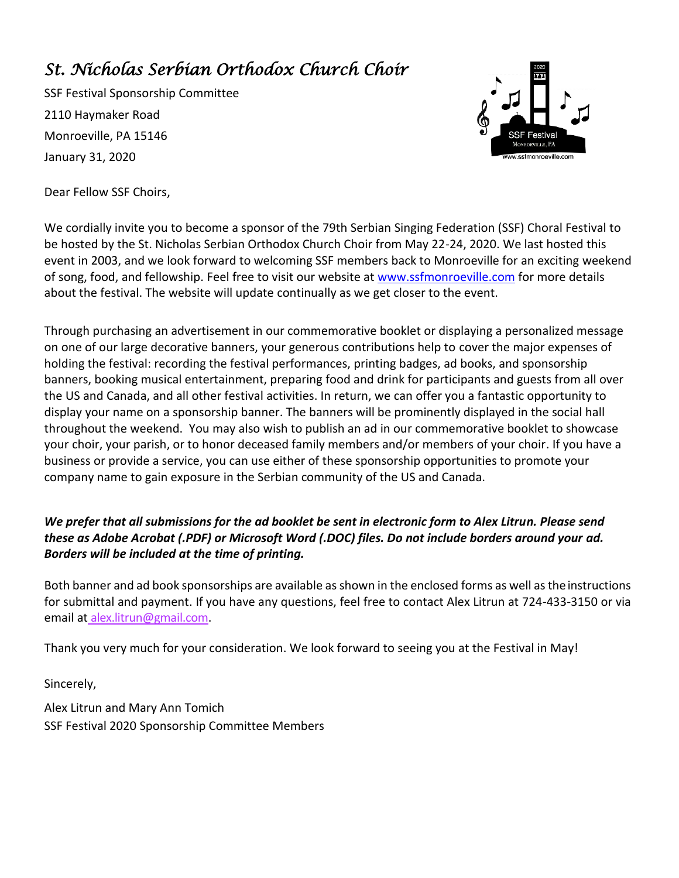# *St. Nicholas Serbian Orthodox Church Choir*

SSF Festival Sponsorship Committee
2110 Haymaker Road
Monroeville, PA 15146
January 31, 2020

Dear Fellow SSF Choirs,

We cordially invite you to become a sponsor of the 79th Serbian Singing Federation (SSF) Choral Festival to be hosted by the St. Nicholas Serbian Orthodox Church Choir from May 22-24, 2020. We last hosted this event in 2003, and we look forward to welcoming SSF members back to Monroeville for an exciting weekend of song, food, and fellowship. Feel free to visit our website at www.ssfmonroeville.com for more details about the festival. The website will update continually as we get closer to the event.

Through purchasing an advertisement in our commemorative booklet or displaying a personalized message on one of our large decorative banners, your generous contributions help to cover the major expenses of holding the festival: recording the festival performances, printing badges, ad books, and sponsorship banners, booking musical entertainment, preparing food and drink for participants and guests from all over the US and Canada, and all other festival activities. In return, we can offer you a fantastic opportunity to display your name on a sponsorship banner. The banners will be prominently displayed in the social hall throughout the weekend. You may also wish to publish an ad in our commemorative booklet to showcase your choir, your parish, or to honor deceased family members and/or members of your choir. If you have a business or provide a service, you can use either of these sponsorship opportunities to promote your company name to gain exposure in the Serbian community of the US and Canada.

***We prefer that all submissions for the ad booklet be sent in electronic form to Alex Litrun. Please send these as Adobe Acrobat (.PDF) or Microsoft Word (.DOC) files. Do not include borders around your ad. Borders will be included at the time of printing.***

Both banner and ad book sponsorships are available as shown in the enclosed forms as well as the instructions for submittal and payment. If you have any questions, feel free to contact Alex Litrun at 724-433-3150 or via email at alex.litrun@gmail.com.

Thank you very much for your consideration. We look forward to seeing you at the Festival in May!

Sincerely,

Alex Litrun and Mary Ann Tomich
SSF Festival 2020 Sponsorship Committee Members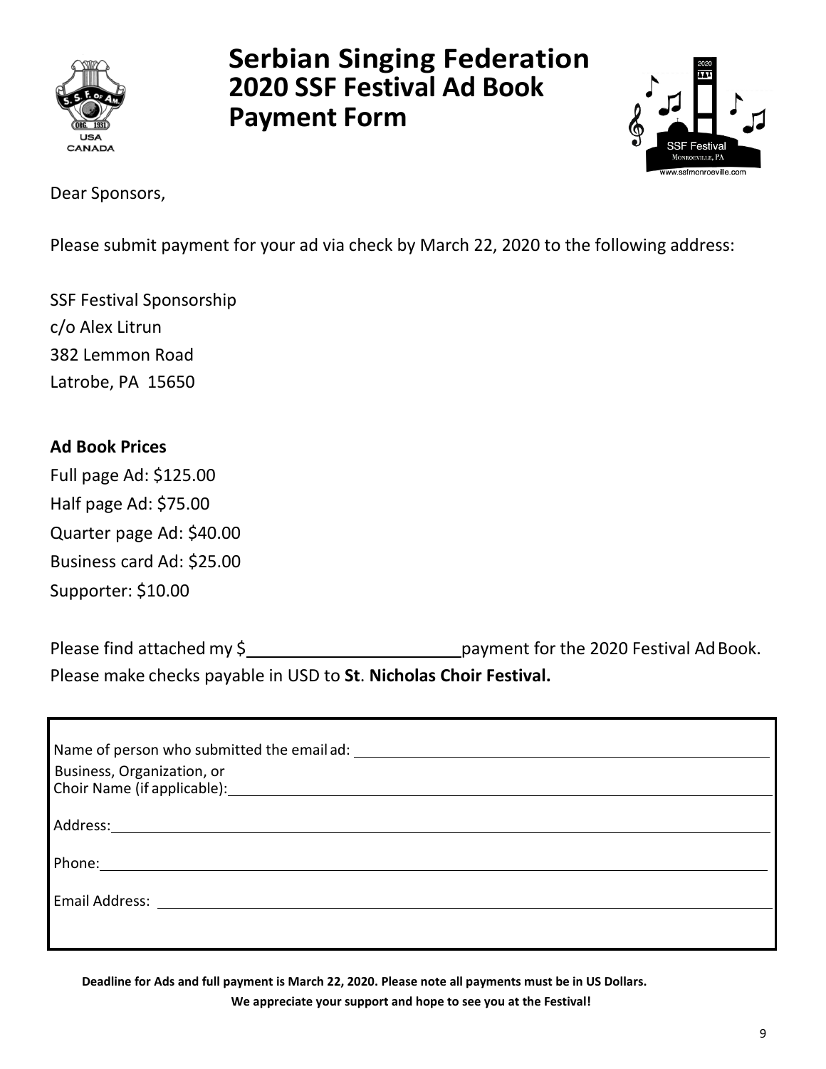# Serbian Singing Federation 2020 SSF Festival Ad Book Payment Form

Dear Sponsors,

Please submit payment for your ad via check by March 22, 2020 to the following address:

SSF Festival Sponsorship
c/o Alex Litrun
382 Lemmon Road
Latrobe, PA 15650

**Ad Book Prices**

Full page Ad: $125.00
Half page Ad: $75.00
Quarter page Ad: $40.00
Business card Ad: $25.00
Supporter: $10.00

Please find attached my $\_\_\_\_\_\_\_\_\_\_\_\_\_\_\_\_\_\_\_\_ payment for the 2020 Festival Ad Book.
Please make checks payable in USD to **St**. **Nicholas Choir Festival.**

Name of person who submitted the email ad: \_\_\_\_\_\_\_\_\_\_\_\_\_\_\_\_\_\_\_\_\_\_\_\_\_\_\_\_\_\_

Business, Organization, or Choir Name (if applicable): \_\_\_\_\_\_\_\_\_\_\_\_\_\_\_\_\_\_\_\_\_\_\_\_\_\_\_\_\_\_

Address: \_\_\_\_\_\_\_\_\_\_\_\_\_\_\_\_\_\_\_\_\_\_\_\_\_\_\_\_\_\_

Phone: \_\_\_\_\_\_\_\_\_\_\_\_\_\_\_\_\_\_\_\_\_\_\_\_\_\_\_\_\_\_

Email Address: \_\_\_\_\_\_\_\_\_\_\_\_\_\_\_\_\_\_\_\_\_\_\_\_\_\_\_\_\_\_

**Deadline for Ads and full payment is March 22, 2020. Please note all payments must be in US Dollars.**

**We appreciate your support and hope to see you at the Festival!**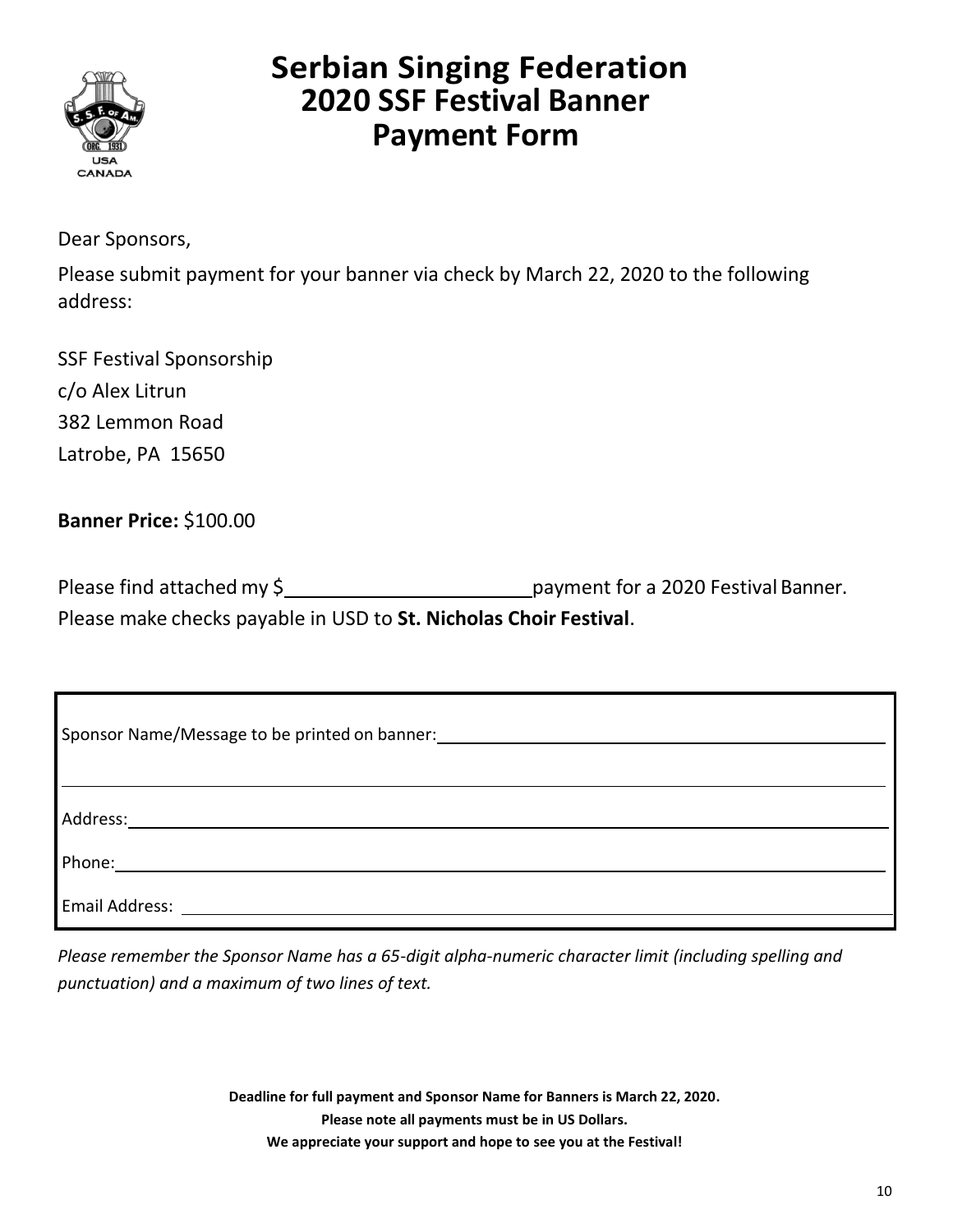# Serbian Singing Federation
## 2020 SSF Festival Banner
## Payment Form

Dear Sponsors,

Please submit payment for your banner via check by March 22, 2020 to the following address:

SSF Festival Sponsorship
c/o Alex Litrun
382 Lemmon Road
Latrobe, PA 15650

**Banner Price:** $100.00

Please find attached my $______________________ payment for a 2020 Festival Banner.
Please make checks payable in USD to **St. Nicholas Choir Festival**.

Sponsor Name/Message to be printed on banner: ______________________________

______________________________________________________________

Address: ______________________________________________________

Phone: ________________________________________________________

Email Address: _________________________________________________

*Please remember the Sponsor Name has a 65-digit alpha-numeric character limit (including spelling and punctuation) and a maximum of two lines of text.*

**Deadline for full payment and Sponsor Name for Banners is March 22, 2020.**
**Please note all payments must be in US Dollars.**
**We appreciate your support and hope to see you at the Festival!**